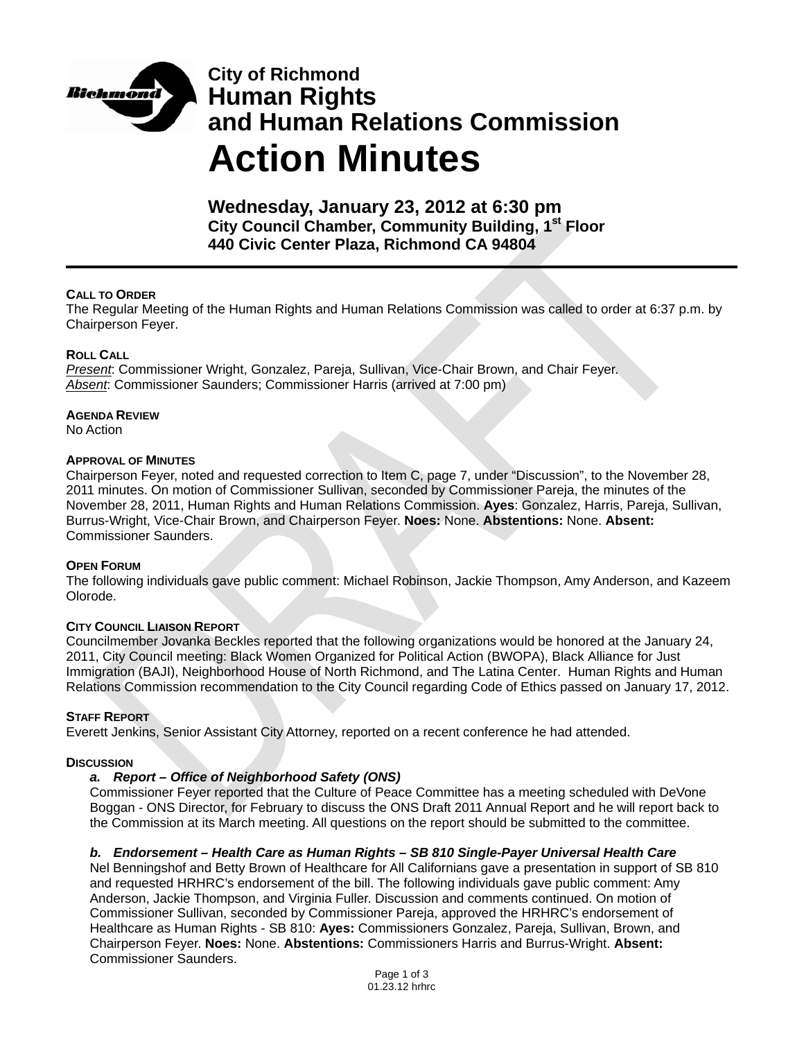# City of Richmond
# Human Rights and Human Relations Commission
# Action Minutes

### Wednesday, January 23, 2012 at 6:30 pm
**City Council Chamber, Community Building, 1st Floor**
**440 Civic Center Plaza, Richmond CA 94804**

---

**CALL TO ORDER**
The Regular Meeting of the Human Rights and Human Relations Commission was called to order at 6:37 p.m. by Chairperson Feyer.

**ROLL CALL**
*Present*: Commissioner Wright, Gonzalez, Pareja, Sullivan, Vice-Chair Brown, and Chair Feyer.
*Absent*: Commissioner Saunders; Commissioner Harris (arrived at 7:00 pm)

**AGENDA REVIEW**
No Action

**APPROVAL OF MINUTES**
Chairperson Feyer, noted and requested correction to Item C, page 7, under "Discussion", to the November 28, 2011 minutes. On motion of Commissioner Sullivan, seconded by Commissioner Pareja, the minutes of the November 28, 2011, Human Rights and Human Relations Commission. **Ayes**: Gonzalez, Harris, Pareja, Sullivan, Burrus-Wright, Vice-Chair Brown, and Chairperson Feyer. **Noes:** None. **Abstentions:** None. **Absent:** Commissioner Saunders.

**OPEN FORUM**
The following individuals gave public comment: Michael Robinson, Jackie Thompson, Amy Anderson, and Kazeem Olorode.

**CITY COUNCIL LIAISON REPORT**
Councilmember Jovanka Beckles reported that the following organizations would be honored at the January 24, 2011, City Council meeting: Black Women Organized for Political Action (BWOPA), Black Alliance for Just Immigration (BAJI), Neighborhood House of North Richmond, and The Latina Center. Human Rights and Human Relations Commission recommendation to the City Council regarding Code of Ethics passed on January 17, 2012.

**STAFF REPORT**
Everett Jenkins, Senior Assistant City Attorney, reported on a recent conference he had attended.

**DISCUSSION**

a. ***Report – Office of Neighborhood Safety (ONS)***
Commissioner Feyer reported that the Culture of Peace Committee has a meeting scheduled with DeVone Boggan - ONS Director, for February to discuss the ONS Draft 2011 Annual Report and he will report back to the Commission at its March meeting. All questions on the report should be submitted to the committee.

b. ***Endorsement – Health Care as Human Rights – SB 810 Single-Payer Universal Health Care***
Nel Benningshof and Betty Brown of Healthcare for All Californians gave a presentation in support of SB 810 and requested HRHRC's endorsement of the bill. The following individuals gave public comment: Amy Anderson, Jackie Thompson, and Virginia Fuller. Discussion and comments continued. On motion of Commissioner Sullivan, seconded by Commissioner Pareja, approved the HRHRC's endorsement of Healthcare as Human Rights - SB 810: **Ayes:** Commissioners Gonzalez, Pareja, Sullivan, Brown, and Chairperson Feyer. **Noes:** None. **Abstentions:** Commissioners Harris and Burrus-Wright. **Absent:** Commissioner Saunders.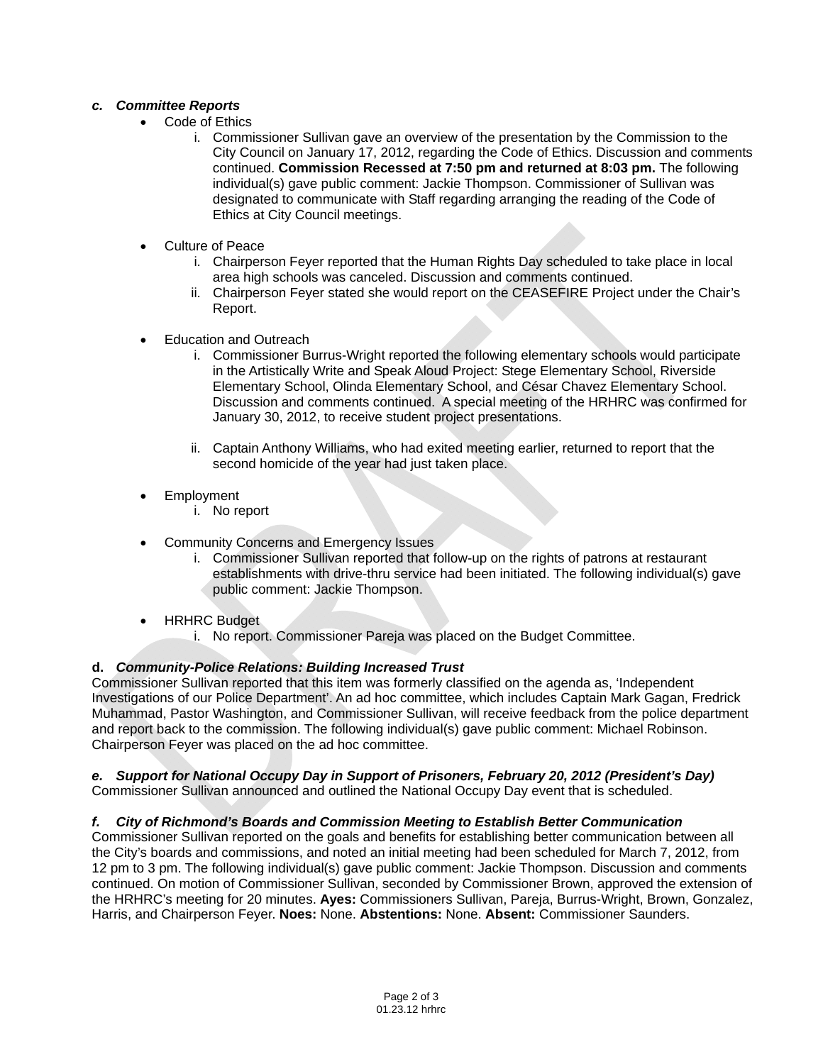### *c. Committee Reports*

- Code of Ethics
    i. Commissioner Sullivan gave an overview of the presentation by the Commission to the City Council on January 17, 2012, regarding the Code of Ethics. Discussion and comments continued. **Commission Recessed at 7:50 pm and returned at 8:03 pm.** The following individual(s) gave public comment: Jackie Thompson. Commissioner of Sullivan was designated to communicate with Staff regarding arranging the reading of the Code of Ethics at City Council meetings.

- Culture of Peace
    i. Chairperson Feyer reported that the Human Rights Day scheduled to take place in local area high schools was canceled. Discussion and comments continued.
    ii. Chairperson Feyer stated she would report on the CEASEFIRE Project under the Chair's Report.

- Education and Outreach
    i. Commissioner Burrus-Wright reported the following elementary schools would participate in the Artistically Write and Speak Aloud Project: Stege Elementary School, Riverside Elementary School, Olinda Elementary School, and César Chavez Elementary School. Discussion and comments continued. A special meeting of the HRHRC was confirmed for January 30, 2012, to receive student project presentations.
    ii. Captain Anthony Williams, who had exited meeting earlier, returned to report that the second homicide of the year had just taken place.

- Employment
    i. No report

- Community Concerns and Emergency Issues
    i. Commissioner Sullivan reported that follow-up on the rights of patrons at restaurant establishments with drive-thru service had been initiated. The following individual(s) gave public comment: Jackie Thompson.

- HRHRC Budget
    i. No report. Commissioner Pareja was placed on the Budget Committee.

### **d.** *Community-Police Relations: Building Increased Trust*

Commissioner Sullivan reported that this item was formerly classified on the agenda as, 'Independent Investigations of our Police Department'. An ad hoc committee, which includes Captain Mark Gagan, Fredrick Muhammad, Pastor Washington, and Commissioner Sullivan, will receive feedback from the police department and report back to the commission. The following individual(s) gave public comment: Michael Robinson. Chairperson Feyer was placed on the ad hoc committee.

### *e. Support for National Occupy Day in Support of Prisoners, February 20, 2012 (President's Day)*

Commissioner Sullivan announced and outlined the National Occupy Day event that is scheduled.

### *f. City of Richmond's Boards and Commission Meeting to Establish Better Communication*

Commissioner Sullivan reported on the goals and benefits for establishing better communication between all the City's boards and commissions, and noted an initial meeting had been scheduled for March 7, 2012, from 12 pm to 3 pm. The following individual(s) gave public comment: Jackie Thompson. Discussion and comments continued. On motion of Commissioner Sullivan, seconded by Commissioner Brown, approved the extension of the HRHRC's meeting for 20 minutes. **Ayes:** Commissioners Sullivan, Pareja, Burrus-Wright, Brown, Gonzalez, Harris, and Chairperson Feyer. **Noes:** None. **Abstentions:** None. **Absent:** Commissioner Saunders.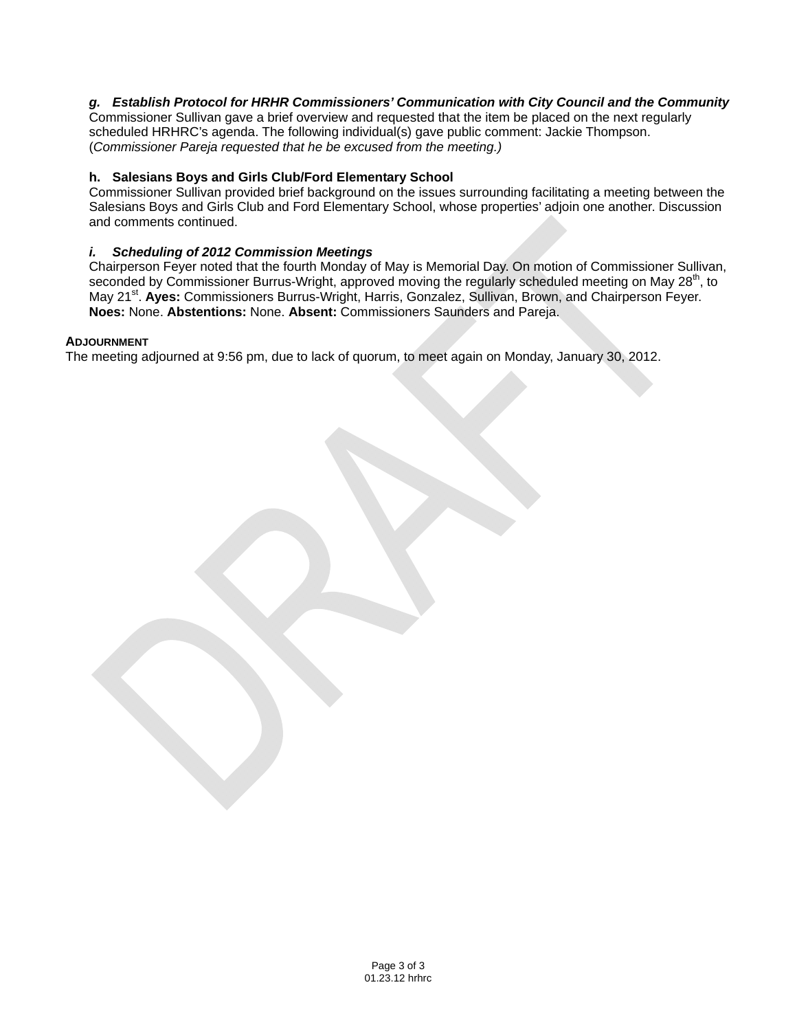***g. Establish Protocol for HRHR Commissioners' Communication with City Council and the Community***

Commissioner Sullivan gave a brief overview and requested that the item be placed on the next regularly scheduled HRHRC's agenda. The following individual(s) gave public comment: Jackie Thompson. (*Commissioner Pareja requested that he be excused from the meeting.)*

**h. Salesians Boys and Girls Club/Ford Elementary School**

Commissioner Sullivan provided brief background on the issues surrounding facilitating a meeting between the Salesians Boys and Girls Club and Ford Elementary School, whose properties' adjoin one another. Discussion and comments continued.

***i. Scheduling of 2012 Commission Meetings***

Chairperson Feyer noted that the fourth Monday of May is Memorial Day. On motion of Commissioner Sullivan, seconded by Commissioner Burrus-Wright, approved moving the regularly scheduled meeting on May 28th, to May 21st. **Ayes:** Commissioners Burrus-Wright, Harris, Gonzalez, Sullivan, Brown, and Chairperson Feyer. **Noes:** None. **Abstentions:** None. **Absent:** Commissioners Saunders and Pareja.

**ADJOURNMENT**

The meeting adjourned at 9:56 pm, due to lack of quorum, to meet again on Monday, January 30, 2012.